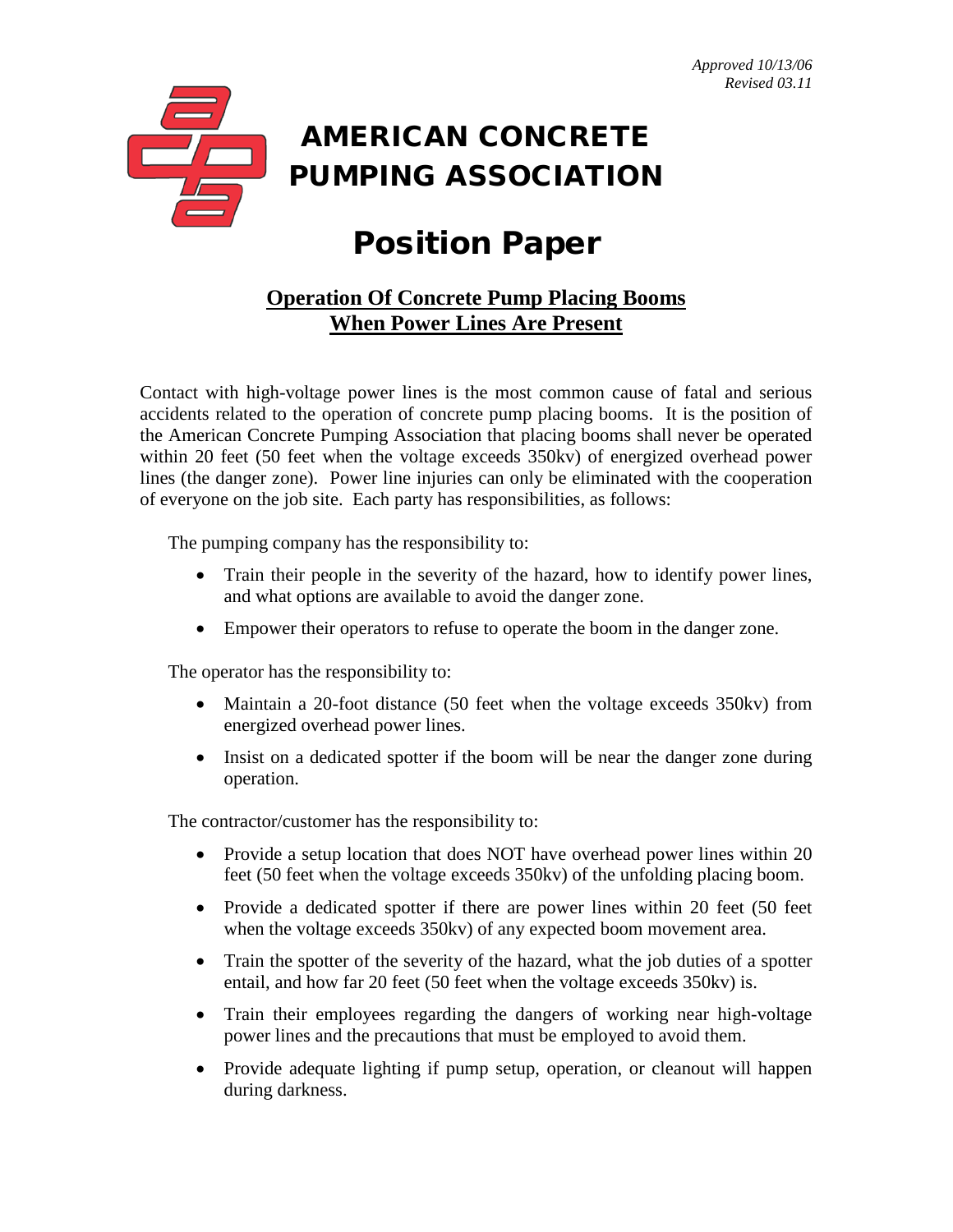*Approved 10/13/06*
*Revised 03.11*

# AMERICAN CONCRETE PUMPING ASSOCIATION

# Position Paper

## Operation Of Concrete Pump Placing Booms When Power Lines Are Present

Contact with high-voltage power lines is the most common cause of fatal and serious accidents related to the operation of concrete pump placing booms. It is the position of the American Concrete Pumping Association that placing booms shall never be operated within 20 feet (50 feet when the voltage exceeds 350kv) of energized overhead power lines (the danger zone). Power line injuries can only be eliminated with the cooperation of everyone on the job site. Each party has responsibilities, as follows:

The pumping company has the responsibility to:

- Train their people in the severity of the hazard, how to identify power lines, and what options are available to avoid the danger zone.
- Empower their operators to refuse to operate the boom in the danger zone.

The operator has the responsibility to:

- Maintain a 20-foot distance (50 feet when the voltage exceeds 350kv) from energized overhead power lines.
- Insist on a dedicated spotter if the boom will be near the danger zone during operation.

The contractor/customer has the responsibility to:

- Provide a setup location that does NOT have overhead power lines within 20 feet (50 feet when the voltage exceeds 350kv) of the unfolding placing boom.
- Provide a dedicated spotter if there are power lines within 20 feet (50 feet when the voltage exceeds 350kv) of any expected boom movement area.
- Train the spotter of the severity of the hazard, what the job duties of a spotter entail, and how far 20 feet (50 feet when the voltage exceeds 350kv) is.
- Train their employees regarding the dangers of working near high-voltage power lines and the precautions that must be employed to avoid them.
- Provide adequate lighting if pump setup, operation, or cleanout will happen during darkness.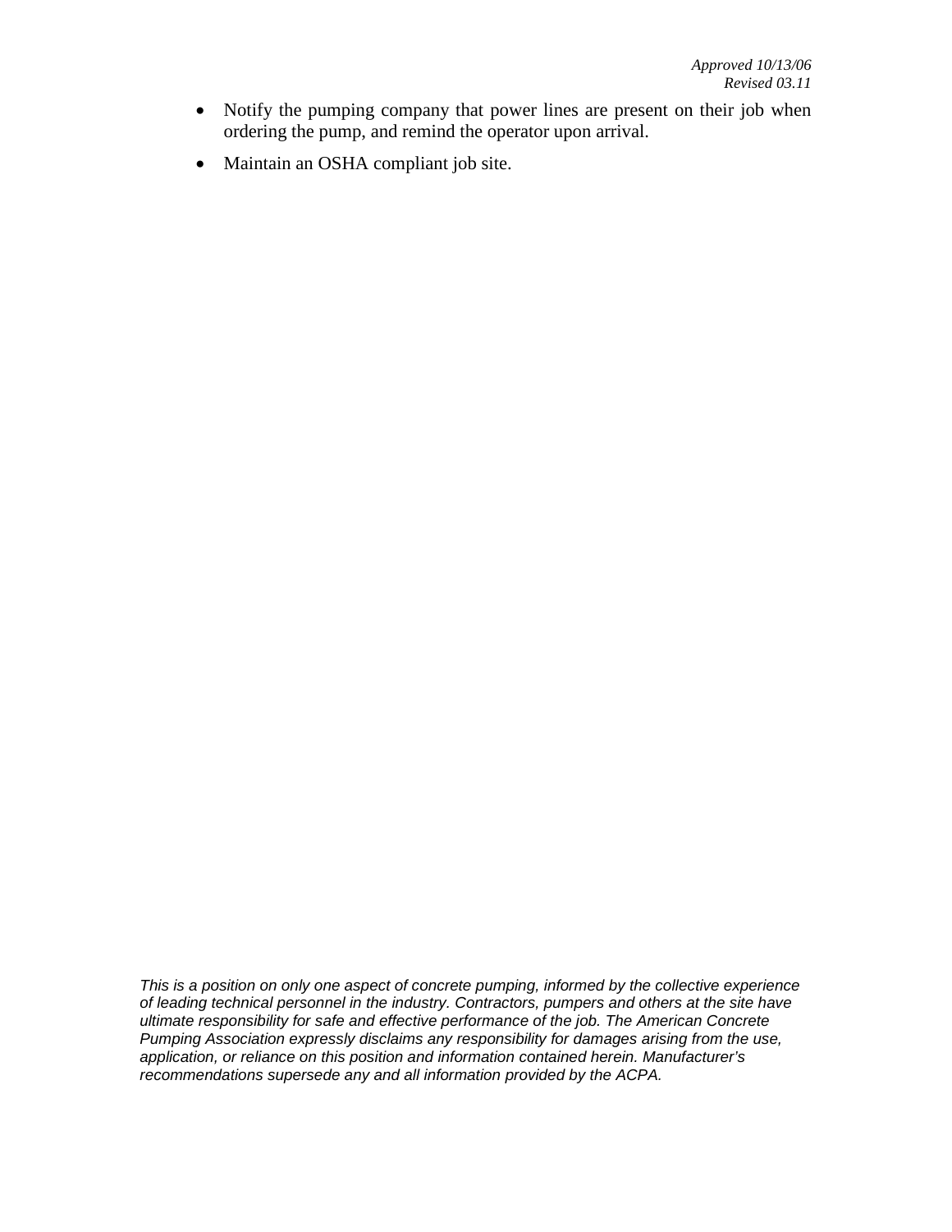- Notify the pumping company that power lines are present on their job when ordering the pump, and remind the operator upon arrival.
- Maintain an OSHA compliant job site.

*This is a position on only one aspect of concrete pumping, informed by the collective experience of leading technical personnel in the industry. Contractors, pumpers and others at the site have ultimate responsibility for safe and effective performance of the job. The American Concrete Pumping Association expressly disclaims any responsibility for damages arising from the use, application, or reliance on this position and information contained herein. Manufacturer's recommendations supersede any and all information provided by the ACPA.*